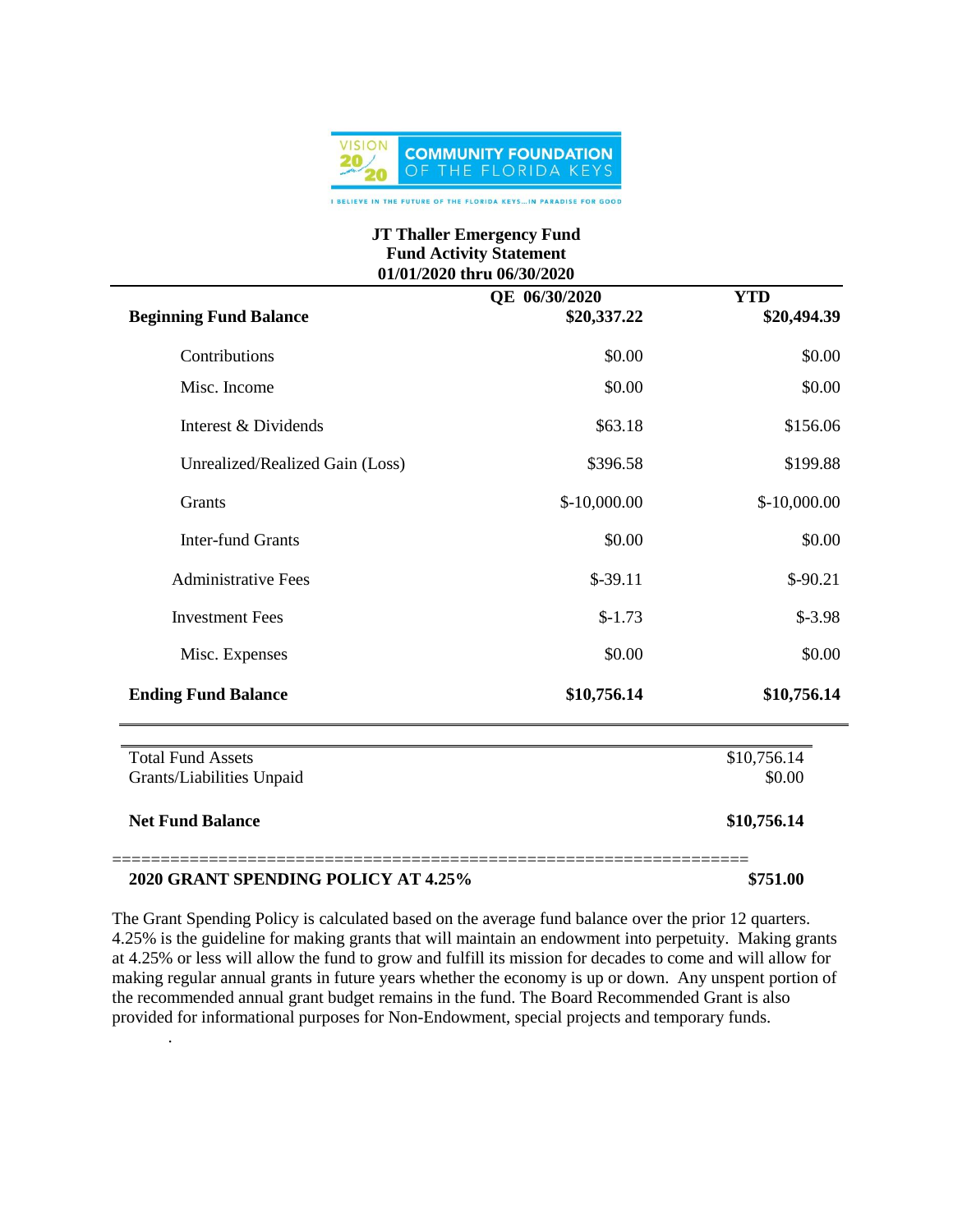VISION 2020 COMMUNITY FOUNDATION OF THE FLORIDA KEYS

I BELIEVE IN THE FUTURE OF THE FLORIDA KEYS...IN PARADISE FOR GOOD

**JT Thaller Emergency Fund**
**Fund Activity Statement**
**01/01/2020 thru 06/30/2020**

| | QE 06/30/2020 | YTD |
|---|---|---|
| **Beginning Fund Balance** | **$20,337.22** | **$20,494.39** |
| Contributions | $0.00 | $0.00 |
| Misc. Income | $0.00 | $0.00 |
| Interest & Dividends | $63.18 | $156.06 |
| Unrealized/Realized Gain (Loss) | $396.58 | $199.88 |
| Grants | $-10,000.00 | $-10,000.00 |
| Inter-fund Grants | $0.00 | $0.00 |
| Administrative Fees | $-39.11 | $-90.21 |
| Investment Fees | $-1.73 | $-3.98 |
| Misc. Expenses | $0.00 | $0.00 |
| **Ending Fund Balance** | **$10,756.14** | **$10,756.14** |

| | |
|---|---|
| Total Fund Assets | $10,756.14 |
| Grants/Liabilities Unpaid | $0.00 |
| **Net Fund Balance** | **$10,756.14** |

=================================================================

**2020 GRANT SPENDING POLICY AT 4.25%** **$751.00**

The Grant Spending Policy is calculated based on the average fund balance over the prior 12 quarters. 4.25% is the guideline for making grants that will maintain an endowment into perpetuity. Making grants at 4.25% or less will allow the fund to grow and fulfill its mission for decades to come and will allow for making regular annual grants in future years whether the economy is up or down. Any unspent portion of the recommended annual grant budget remains in the fund. The Board Recommended Grant is also provided for informational purposes for Non-Endowment, special projects and temporary funds.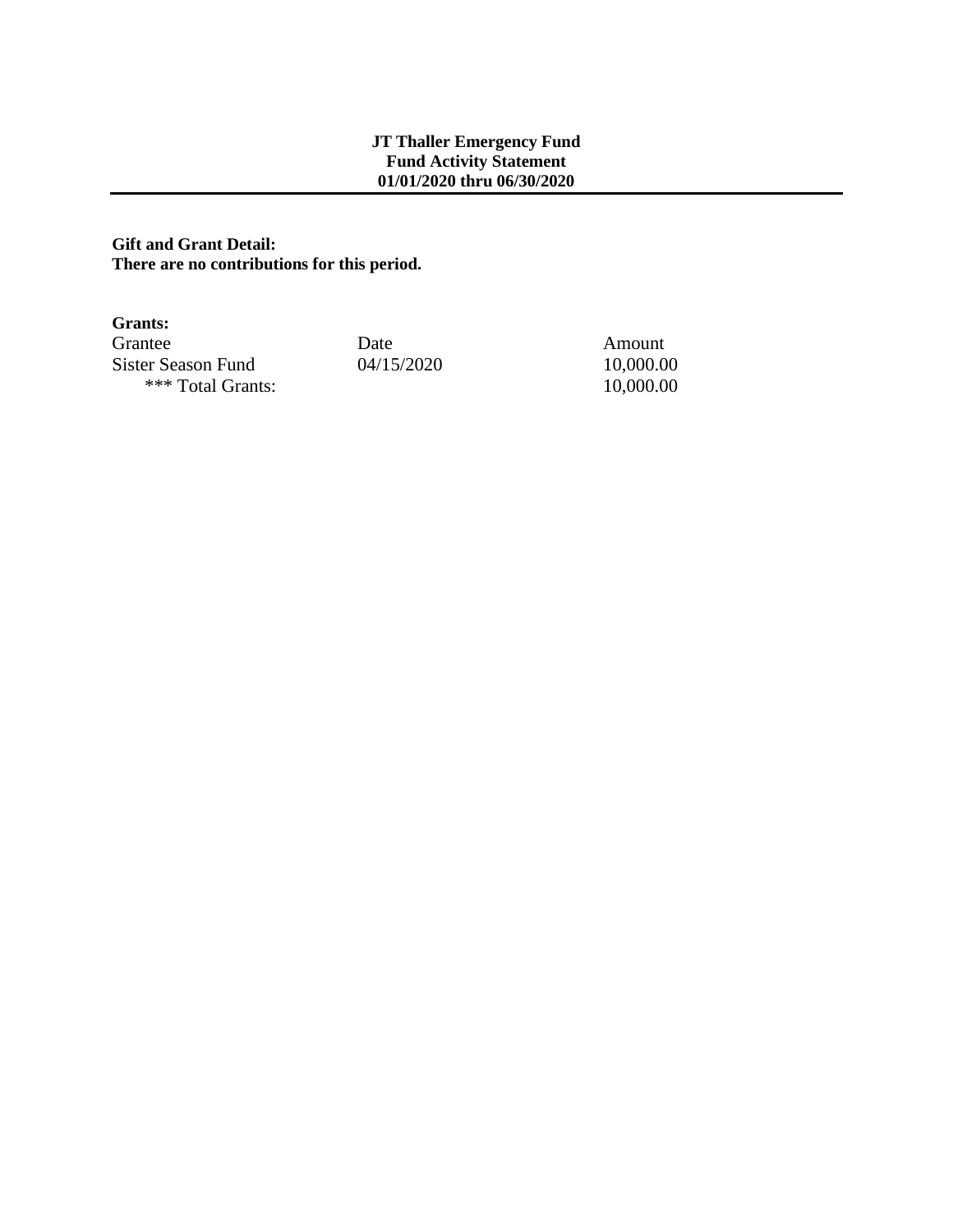**JT Thaller Emergency Fund**
**Fund Activity Statement**
**01/01/2020 thru 06/30/2020**

---

**Gift and Grant Detail:**
**There are no contributions for this period.**

**Grants:**

| Grantee | Date | Amount |
| --- | --- | --- |
| Sister Season Fund | 04/15/2020 | 10,000.00 |
| *** Total Grants: | | 10,000.00 |